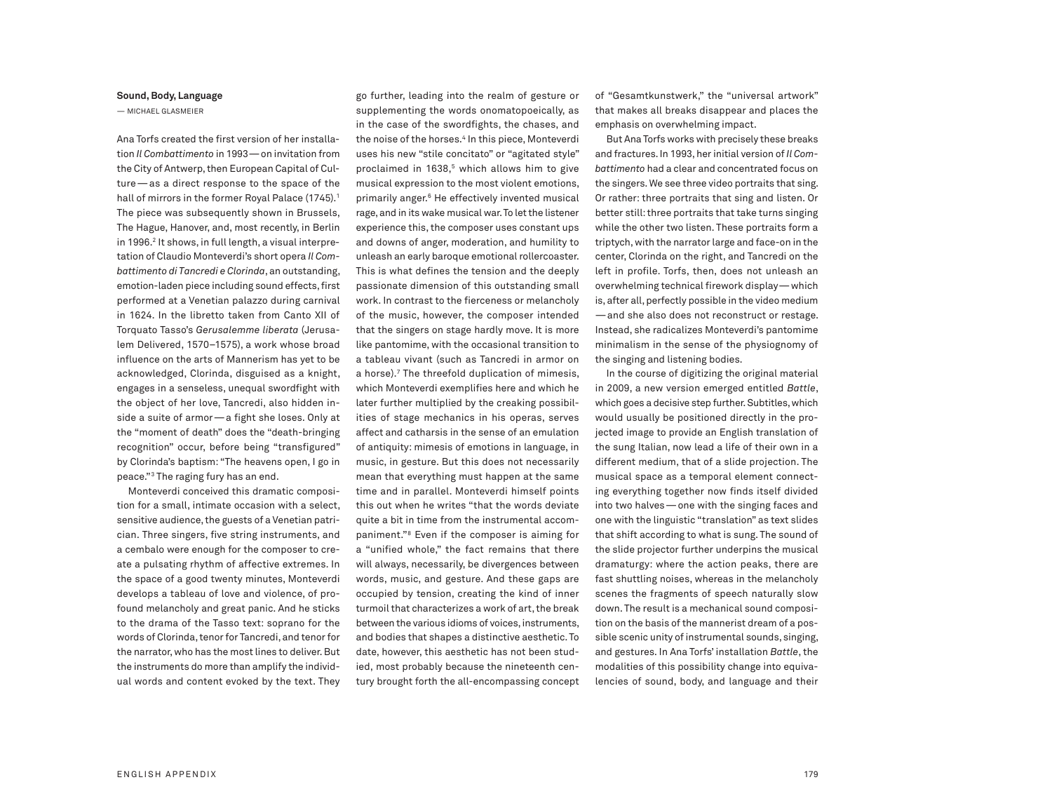### Sound, Body, Language

— MICHAEL GLASMEIER

Ana Torfs created the first version of her installation *Il Combattimento* in 1993 — on invitation from the City of Antwerp, then European Capital of Culture — as a direct response to the space of the hall of mirrors in the former Royal Palace (1745).[1] The piece was subsequently shown in Brussels, The Hague, Hanover, and, most recently, in Berlin in 1996.[2] It shows, in full length, a visual interpretation of Claudio Monteverdi's short opera *Il Combattimento di Tancredi e Clorinda*, an outstanding, emotion-laden piece including sound effects, first performed at a Venetian palazzo during carnival in 1624. In the libretto taken from Canto XII of Torquato Tasso's *Gerusalemme liberata* (Jerusalem Delivered, 1570–1575), a work whose broad influence on the arts of Mannerism has yet to be acknowledged, Clorinda, disguised as a knight, engages in a senseless, unequal swordfight with the object of her love, Tancredi, also hidden inside a suite of armor — a fight she loses. Only at the "moment of death" does the "death-bringing recognition" occur, before being "transfigured" by Clorinda's baptism: "The heavens open, I go in peace."[3] The raging fury has an end.

Monteverdi conceived this dramatic composition for a small, intimate occasion with a select, sensitive audience, the guests of a Venetian patrician. Three singers, five string instruments, and a cembalo were enough for the composer to create a pulsating rhythm of affective extremes. In the space of a good twenty minutes, Monteverdi develops a tableau of love and violence, of profound melancholy and great panic. And he sticks to the drama of the Tasso text: soprano for the words of Clorinda, tenor for Tancredi, and tenor for the narrator, who has the most lines to deliver. But the instruments do more than amplify the individual words and content evoked by the text. They go further, leading into the realm of gesture or supplementing the words onomatopoeically, as in the case of the swordfights, the chases, and the noise of the horses.[4] In this piece, Monteverdi uses his new "stile concitato" or "agitated style" proclaimed in 1638,[5] which allows him to give musical expression to the most violent emotions, primarily anger.[6] He effectively invented musical rage, and in its wake musical war. To let the listener experience this, the composer uses constant ups and downs of anger, moderation, and humility to unleash an early baroque emotional rollercoaster. This is what defines the tension and the deeply passionate dimension of this outstanding small work. In contrast to the fierceness or melancholy of the music, however, the composer intended that the singers on stage hardly move. It is more like pantomime, with the occasional transition to a tableau vivant (such as Tancredi in armor on a horse).[7] The threefold duplication of mimesis, which Monteverdi exemplifies here and which he later further multiplied by the creaking possibilities of stage mechanics in his operas, serves affect and catharsis in the sense of an emulation of antiquity: mimesis of emotions in language, in music, in gesture. But this does not necessarily mean that everything must happen at the same time and in parallel. Monteverdi himself points this out when he writes "that the words deviate quite a bit in time from the instrumental accompaniment."[8] Even if the composer is aiming for a "unified whole," the fact remains that there will always, necessarily, be divergences between words, music, and gesture. And these gaps are occupied by tension, creating the kind of inner turmoil that characterizes a work of art, the break between the various idioms of voices, instruments, and bodies that shapes a distinctive aesthetic. To date, however, this aesthetic has not been studied, most probably because the nineteenth century brought forth the all-encompassing concept of "Gesamtkunstwerk," the "universal artwork" that makes all breaks disappear and places the emphasis on overwhelming impact.

But Ana Torfs works with precisely these breaks and fractures. In 1993, her initial version of *Il Combattimento* had a clear and concentrated focus on the singers. We see three video portraits that sing. Or rather: three portraits that sing and listen. Or better still: three portraits that take turns singing while the other two listen. These portraits form a triptych, with the narrator large and face-on in the center, Clorinda on the right, and Tancredi on the left in profile. Torfs, then, does not unleash an overwhelming technical firework display — which is, after all, perfectly possible in the video medium — and she also does not reconstruct or restage. Instead, she radicalizes Monteverdi's pantomime minimalism in the sense of the physiognomy of the singing and listening bodies.

In the course of digitizing the original material in 2009, a new version emerged entitled *Battle*, which goes a decisive step further. Subtitles, which would usually be positioned directly in the projected image to provide an English translation of the sung Italian, now lead a life of their own in a different medium, that of a slide projection. The musical space as a temporal element connecting everything together now finds itself divided into two halves — one with the singing faces and one with the linguistic "translation" as text slides that shift according to what is sung. The sound of the slide projector further underpins the musical dramaturgy: where the action peaks, there are fast shuttling noises, whereas in the melancholy scenes the fragments of speech naturally slow down. The result is a mechanical sound composition on the basis of the mannerist dream of a possible scenic unity of instrumental sounds, singing, and gestures. In Ana Torfs' installation *Battle*, the modalities of this possibility change into equivalencies of sound, body, and language and their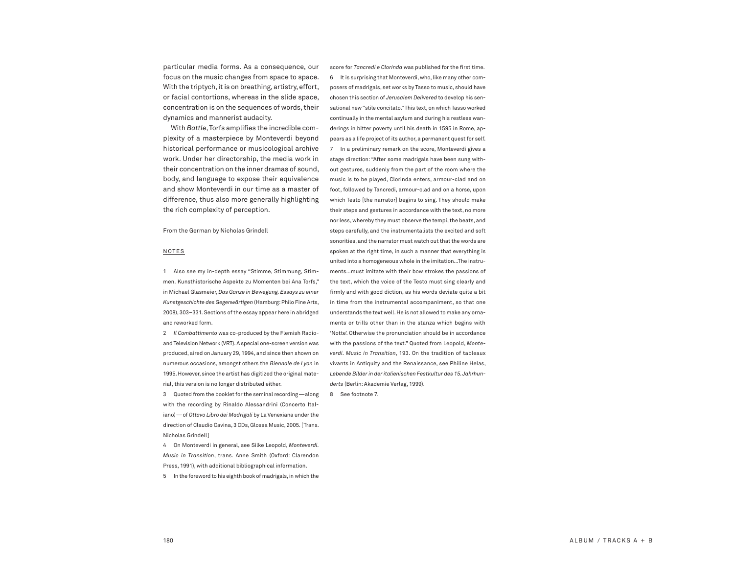particular media forms. As a consequence, our focus on the music changes from space to space. With the triptych, it is on breathing, artistry, effort, or facial contortions, whereas in the slide space, concentration is on the sequences of words, their dynamics and mannerist audacity.

With *Battle*, Torfs amplifies the incredible complexity of a masterpiece by Monteverdi beyond historical performance or musicological archive work. Under her directorship, the media work in their concentration on the inner dramas of sound, body, and language to expose their equivalence and show Monteverdi in our time as a master of difference, thus also more generally highlighting the rich complexity of perception.

From the German by Nicholas Grindell

## NOTES

1 Also see my in-depth essay "Stimme, Stimmung, Stimmen. Kunsthistorische Aspekte zu Momenten bei Ana Torfs," in Michael Glasmeier, *Das Ganze in Bewegung. Essays zu einer Kunstgeschichte des Gegenwärtigen* (Hamburg: Philo Fine Arts, 2008), 303–331. Sections of the essay appear here in abridged and reworked form.

2 *Il Combattimento* was co-produced by the Flemish Radio- and Television Network (VRT). A special one-screen version was produced, aired on January 29, 1994, and since then shown on numerous occasions, amongst others the *Biennale de Lyon* in 1995. However, since the artist has digitized the original material, this version is no longer distributed either.

3 Quoted from the booklet for the seminal recording — along with the recording by Rinaldo Alessandrini (Concerto Italiano) — of *Ottavo Libro dei Madrigali* by La Venexiana under the direction of Claudio Cavina, 3 CDs, Glossa Music, 2005. [Trans. Nicholas Grindell]

4 On Monteverdi in general, see Silke Leopold, *Monteverdi. Music in Transition*, trans. Anne Smith (Oxford: Clarendon Press, 1991), with additional bibliographical information.

5 In the foreword to his eighth book of madrigals, in which the score for *Tancredi e Clorinda* was published for the first time.

6 It is surprising that Monteverdi, who, like many other composers of madrigals, set works by Tasso to music, should have chosen this section of *Jerusalem Delivered* to develop his sensational new "stile concitato." This text, on which Tasso worked continually in the mental asylum and during his restless wanderings in bitter poverty until his death in 1595 in Rome, appears as a life project of its author, a permanent quest for self.

7 In a preliminary remark on the score, Monteverdi gives a stage direction: "After some madrigals have been sung without gestures, suddenly from the part of the room where the music is to be played, Clorinda enters, armour-clad and on foot, followed by Tancredi, armour-clad and on a horse, upon which Testo [the narrator] begins to sing. They should make their steps and gestures in accordance with the text, no more nor less, whereby they must observe the tempi, the beats, and steps carefully, and the instrumentalists the excited and soft sonorities, and the narrator must watch out that the words are spoken at the right time, in such a manner that everything is united into a homogeneous whole in the imitation…The instruments…must imitate with their bow strokes the passions of the text, which the voice of the Testo must sing clearly and firmly and with good diction, as his words deviate quite a bit in time from the instrumental accompaniment, so that one understands the text well. He is not allowed to make any ornaments or trills other than in the stanza which begins with 'Notte'. Otherwise the pronunciation should be in accordance with the passions of the text." Quoted from Leopold, *Monteverdi. Music in Transition*, 193. On the tradition of tableaux vivants in Antiquity and the Renaissance, see Philine Helas, *Lebende Bilder in der italienischen Festkultur des 15. Jahrhunderts* (Berlin: Akademie Verlag, 1999).

8 See footnote 7.